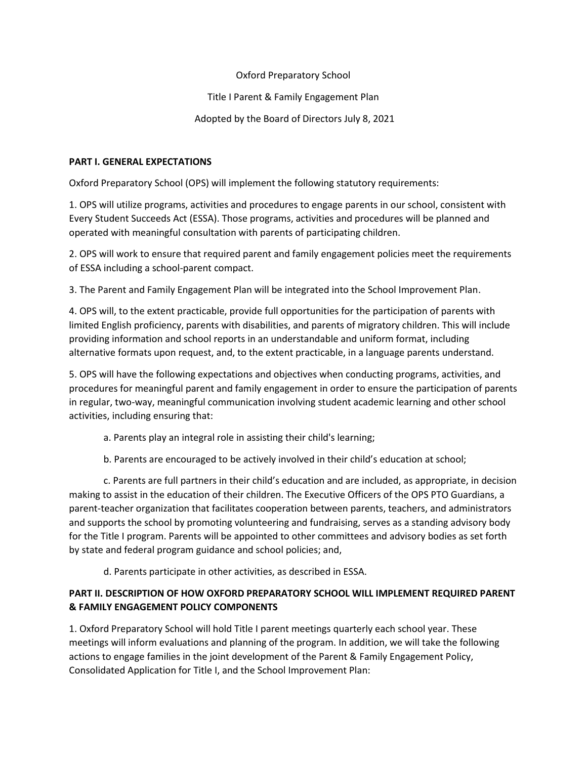Oxford Preparatory School

Title I Parent & Family Engagement Plan

Adopted by the Board of Directors July 8, 2021

## PART I. GENERAL EXPECTATIONS

Oxford Preparatory School (OPS) will implement the following statutory requirements:

1. OPS will utilize programs, activities and procedures to engage parents in our school, consistent with Every Student Succeeds Act (ESSA). Those programs, activities and procedures will be planned and operated with meaningful consultation with parents of participating children.

2. OPS will work to ensure that required parent and family engagement policies meet the requirements of ESSA including a school-parent compact.

3. The Parent and Family Engagement Plan will be integrated into the School Improvement Plan.

4. OPS will, to the extent practicable, provide full opportunities for the participation of parents with limited English proficiency, parents with disabilities, and parents of migratory children. This will include providing information and school reports in an understandable and uniform format, including alternative formats upon request, and, to the extent practicable, in a language parents understand.

5. OPS will have the following expectations and objectives when conducting programs, activities, and procedures for meaningful parent and family engagement in order to ensure the participation of parents in regular, two-way, meaningful communication involving student academic learning and other school activities, including ensuring that:

   a. Parents play an integral role in assisting their child's learning;

   b. Parents are encouraged to be actively involved in their child's education at school;

   c. Parents are full partners in their child's education and are included, as appropriate, in decision making to assist in the education of their children. The Executive Officers of the OPS PTO Guardians, a parent-teacher organization that facilitates cooperation between parents, teachers, and administrators and supports the school by promoting volunteering and fundraising, serves as a standing advisory body for the Title I program. Parents will be appointed to other committees and advisory bodies as set forth by state and federal program guidance and school policies; and,

   d. Parents participate in other activities, as described in ESSA.

## PART II. DESCRIPTION OF HOW OXFORD PREPARATORY SCHOOL WILL IMPLEMENT REQUIRED PARENT & FAMILY ENGAGEMENT POLICY COMPONENTS

1. Oxford Preparatory School will hold Title I parent meetings quarterly each school year. These meetings will inform evaluations and planning of the program. In addition, we will take the following actions to engage families in the joint development of the Parent & Family Engagement Policy, Consolidated Application for Title I, and the School Improvement Plan: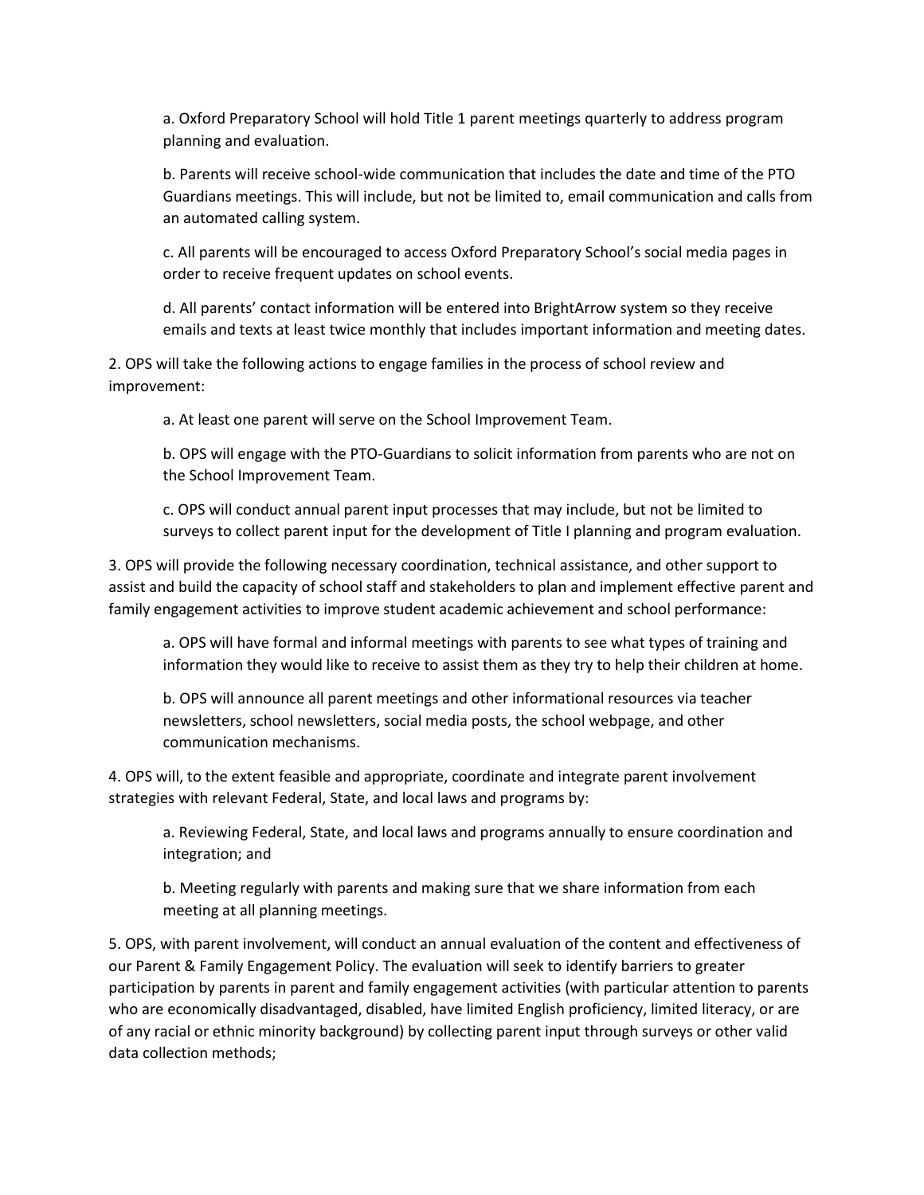a. Oxford Preparatory School will hold Title 1 parent meetings quarterly to address program planning and evaluation.

b. Parents will receive school-wide communication that includes the date and time of the PTO Guardians meetings. This will include, but not be limited to, email communication and calls from an automated calling system.

c. All parents will be encouraged to access Oxford Preparatory School's social media pages in order to receive frequent updates on school events.

d. All parents' contact information will be entered into BrightArrow system so they receive emails and texts at least twice monthly that includes important information and meeting dates.

2. OPS will take the following actions to engage families in the process of school review and improvement:

a. At least one parent will serve on the School Improvement Team.

b. OPS will engage with the PTO-Guardians to solicit information from parents who are not on the School Improvement Team.

c. OPS will conduct annual parent input processes that may include, but not be limited to surveys to collect parent input for the development of Title I planning and program evaluation.

3. OPS will provide the following necessary coordination, technical assistance, and other support to assist and build the capacity of school staff and stakeholders to plan and implement effective parent and family engagement activities to improve student academic achievement and school performance:

a. OPS will have formal and informal meetings with parents to see what types of training and information they would like to receive to assist them as they try to help their children at home.

b. OPS will announce all parent meetings and other informational resources via teacher newsletters, school newsletters, social media posts, the school webpage, and other communication mechanisms.

4. OPS will, to the extent feasible and appropriate, coordinate and integrate parent involvement strategies with relevant Federal, State, and local laws and programs by:

a. Reviewing Federal, State, and local laws and programs annually to ensure coordination and integration; and

b. Meeting regularly with parents and making sure that we share information from each meeting at all planning meetings.

5. OPS, with parent involvement, will conduct an annual evaluation of the content and effectiveness of our Parent & Family Engagement Policy. The evaluation will seek to identify barriers to greater participation by parents in parent and family engagement activities (with particular attention to parents who are economically disadvantaged, disabled, have limited English proficiency, limited literacy, or are of any racial or ethnic minority background) by collecting parent input through surveys or other valid data collection methods;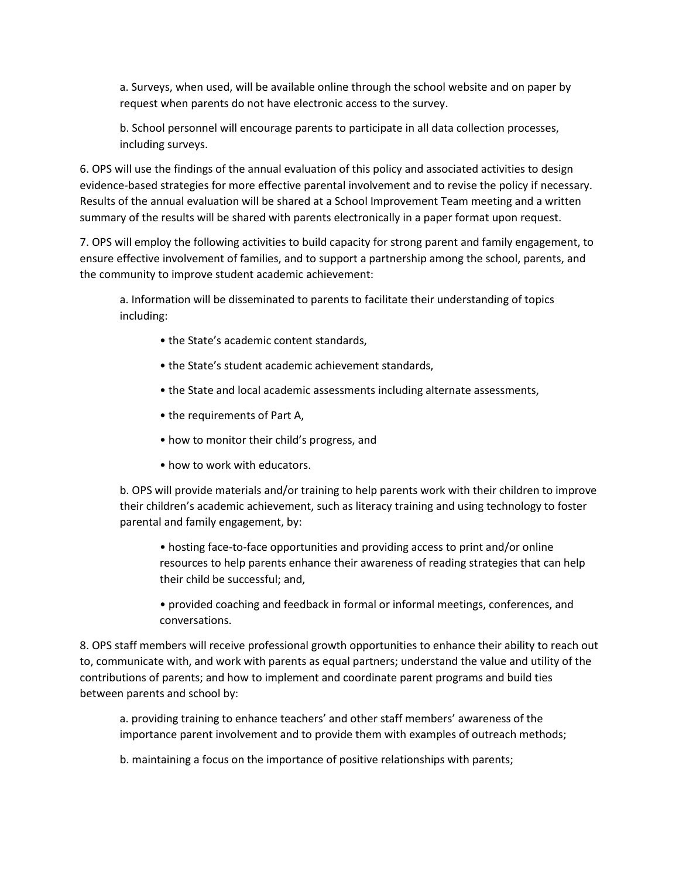a. Surveys, when used, will be available online through the school website and on paper by request when parents do not have electronic access to the survey.

b. School personnel will encourage parents to participate in all data collection processes, including surveys.

6. OPS will use the findings of the annual evaluation of this policy and associated activities to design evidence-based strategies for more effective parental involvement and to revise the policy if necessary. Results of the annual evaluation will be shared at a School Improvement Team meeting and a written summary of the results will be shared with parents electronically in a paper format upon request.

7. OPS will employ the following activities to build capacity for strong parent and family engagement, to ensure effective involvement of families, and to support a partnership among the school, parents, and the community to improve student academic achievement:

a. Information will be disseminated to parents to facilitate their understanding of topics including:

- the State's academic content standards,
- the State's student academic achievement standards,
- the State and local academic assessments including alternate assessments,
- the requirements of Part A,
- how to monitor their child's progress, and
- how to work with educators.

b. OPS will provide materials and/or training to help parents work with their children to improve their children's academic achievement, such as literacy training and using technology to foster parental and family engagement, by:

- hosting face-to-face opportunities and providing access to print and/or online resources to help parents enhance their awareness of reading strategies that can help their child be successful; and,
- provided coaching and feedback in formal or informal meetings, conferences, and conversations.

8. OPS staff members will receive professional growth opportunities to enhance their ability to reach out to, communicate with, and work with parents as equal partners; understand the value and utility of the contributions of parents; and how to implement and coordinate parent programs and build ties between parents and school by:

a. providing training to enhance teachers' and other staff members' awareness of the importance parent involvement and to provide them with examples of outreach methods;

b. maintaining a focus on the importance of positive relationships with parents;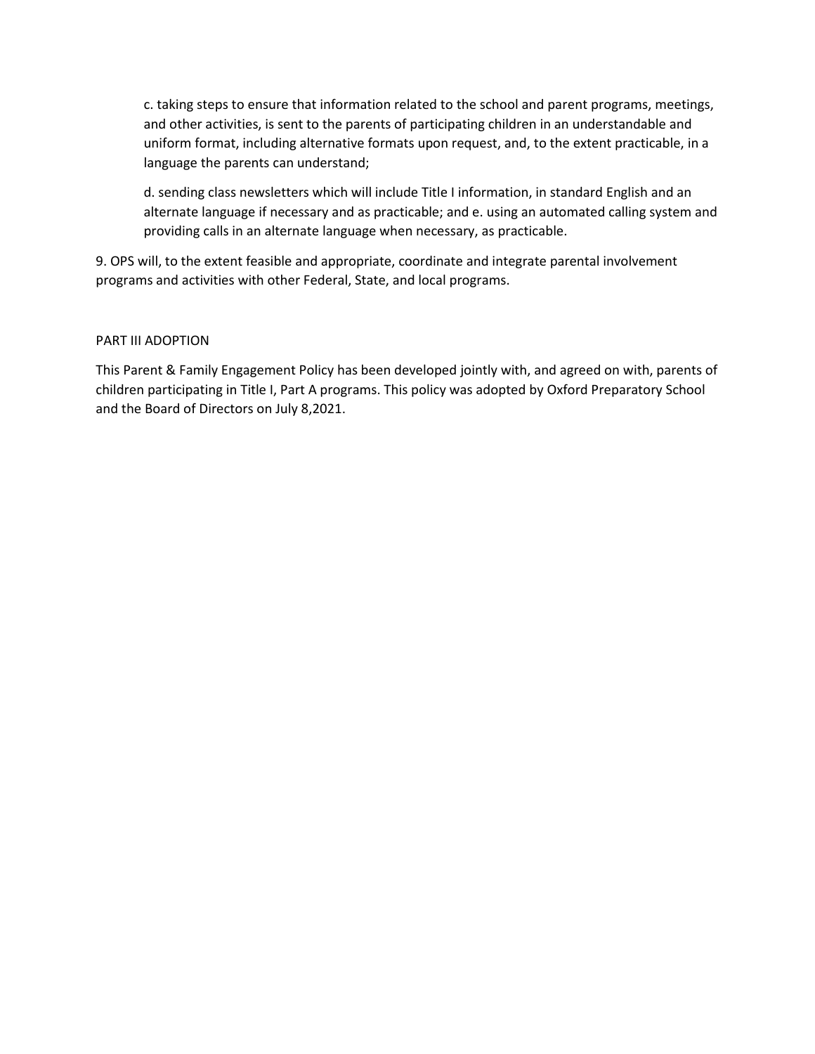c. taking steps to ensure that information related to the school and parent programs, meetings, and other activities, is sent to the parents of participating children in an understandable and uniform format, including alternative formats upon request, and, to the extent practicable, in a language the parents can understand;

d. sending class newsletters which will include Title I information, in standard English and an alternate language if necessary and as practicable; and e. using an automated calling system and providing calls in an alternate language when necessary, as practicable.

9. OPS will, to the extent feasible and appropriate, coordinate and integrate parental involvement programs and activities with other Federal, State, and local programs.

PART III ADOPTION

This Parent & Family Engagement Policy has been developed jointly with, and agreed on with, parents of children participating in Title I, Part A programs. This policy was adopted by Oxford Preparatory School and the Board of Directors on July 8,2021.